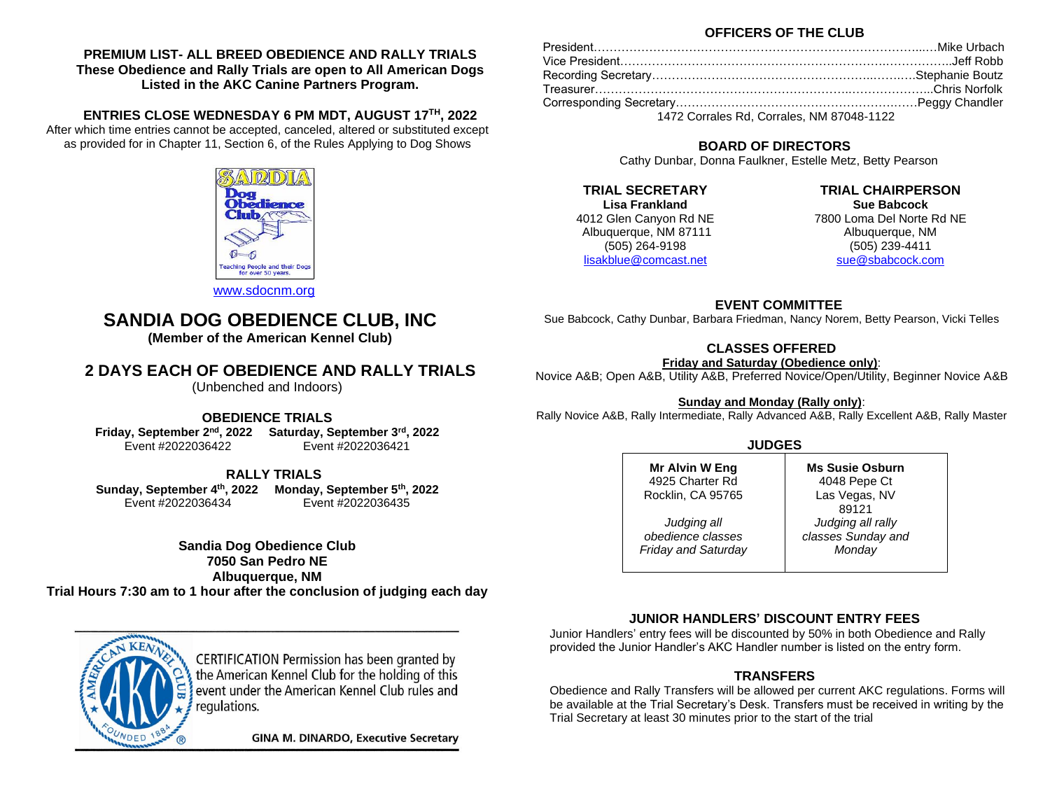**PREMIUM LIST- ALL BREED OBEDIENCE AND RALLY TRIALS**
**These Obedience and Rally Trials are open to All American Dogs Listed in the AKC Canine Partners Program.**

**ENTRIES CLOSE WEDNESDAY 6 PM MDT, AUGUST 17TH, 2022**
After which time entries cannot be accepted, canceled, altered or substituted except as provided for in Chapter 11, Section 6, of the Rules Applying to Dog Shows

SANDIA Dog Obedience Club
Teaching People and their Dogs for over 50 years.

www.sdocnm.org

# SANDIA DOG OBEDIENCE CLUB, INC

**(Member of the American Kennel Club)**

## 2 DAYS EACH OF OBEDIENCE AND RALLY TRIALS

(Unbenched and Indoors)

### OBEDIENCE TRIALS

**Friday, September 2nd, 2022** — Event #2022036422
**Saturday, September 3rd, 2022** — Event #2022036421

### RALLY TRIALS

**Sunday, September 4th, 2022** — Event #2022036434
**Monday, September 5th, 2022** — Event #2022036435

**Sandia Dog Obedience Club**
**7050 San Pedro NE**
**Albuquerque, NM**
**Trial Hours 7:30 am to 1 hour after the conclusion of judging each day**

CERTIFICATION Permission has been granted by the American Kennel Club for the holding of this event under the American Kennel Club rules and regulations.

**GINA M. DINARDO, Executive Secretary**

### OFFICERS OF THE CLUB

President……………………………………Mike Urbach
Vice President………………………………Jeff Robb
Recording Secretary…………………………Stephanie Boutz
Treasurer……………………………………Chris Norfolk
Corresponding Secretary……………………Peggy Chandler
1472 Corrales Rd, Corrales, NM 87048-1122

### BOARD OF DIRECTORS

Cathy Dunbar, Donna Faulkner, Estelle Metz, Betty Pearson

### TRIAL SECRETARY

**Lisa Frankland**
4012 Glen Canyon Rd NE
Albuquerque, NM 87111
(505) 264-9198
lisakblue@comcast.net

### TRIAL CHAIRPERSON

**Sue Babcock**
7800 Loma Del Norte Rd NE
Albuquerque, NM
(505) 239-4411
sue@sbabcock.com

### EVENT COMMITTEE

Sue Babcock, Cathy Dunbar, Barbara Friedman, Nancy Norem, Betty Pearson, Vicki Telles

### CLASSES OFFERED

**Friday and Saturday (Obedience only)**:
Novice A&B; Open A&B, Utility A&B, Preferred Novice/Open/Utility, Beginner Novice A&B

**Sunday and Monday (Rally only)**:
Rally Novice A&B, Rally Intermediate, Rally Advanced A&B, Rally Excellent A&B, Rally Master

### JUDGES

| **Mr Alvin W Eng**<br>4925 Charter Rd<br>Rocklin, CA 95765<br><br>*Judging all obedience classes Friday and Saturday* | **Ms Susie Osburn**<br>4048 Pepe Ct<br>Las Vegas, NV 89121<br><br>*Judging all rally classes Sunday and Monday* |
|---|---|

### JUNIOR HANDLERS' DISCOUNT ENTRY FEES

Junior Handlers' entry fees will be discounted by 50% in both Obedience and Rally provided the Junior Handler's AKC Handler number is listed on the entry form.

### TRANSFERS

Obedience and Rally Transfers will be allowed per current AKC regulations. Forms will be available at the Trial Secretary's Desk. Transfers must be received in writing by the Trial Secretary at least 30 minutes prior to the start of the trial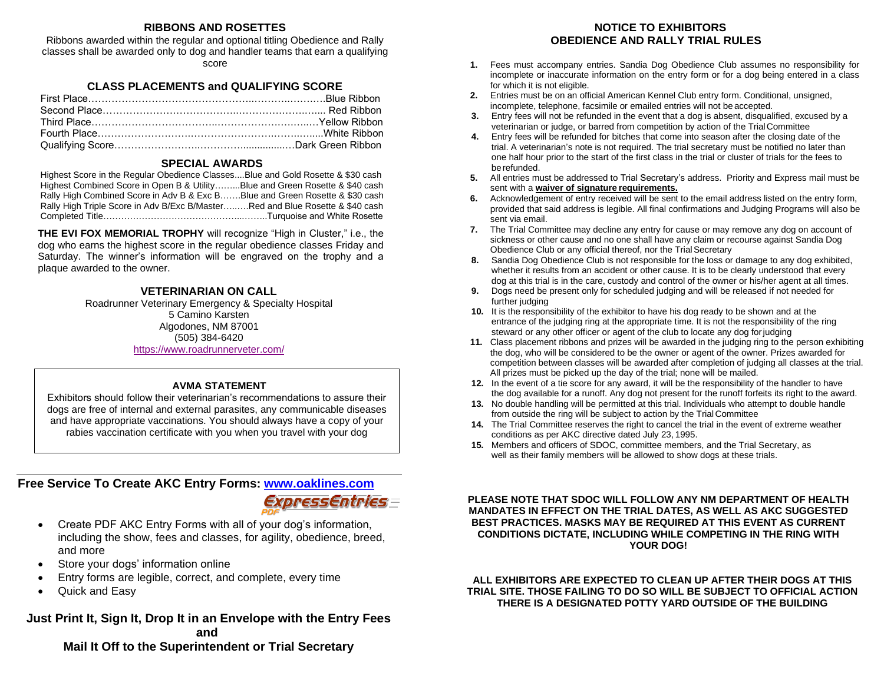## RIBBONS AND ROSETTES

Ribbons awarded within the regular and optional titling Obedience and Rally classes shall be awarded only to dog and handler teams that earn a qualifying score

## CLASS PLACEMENTS and QUALIFYING SCORE

| Placement | Award |
|---|---|
| First Place | Blue Ribbon |
| Second Place | Red Ribbon |
| Third Place | Yellow Ribbon |
| Fourth Place | White Ribbon |
| Qualifying Score | Dark Green Ribbon |

## SPECIAL AWARDS

| Award | Prize |
|---|---|
| Highest Score in the Regular Obedience Classes | Blue and Gold Rosette & $30 cash |
| Highest Combined Score in Open B & Utility | Blue and Green Rosette & $40 cash |
| Rally High Combined Score in Adv B & Exc B | Blue and Green Rosette & $30 cash |
| Rally High Triple Score in Adv B/Exc B/Master | Red and Blue Rosette & $40 cash |
| Completed Title | Turquoise and White Rosette |

**THE EVI FOX MEMORIAL TROPHY** will recognize "High in Cluster," i.e., the dog who earns the highest score in the regular obedience classes Friday and Saturday. The winner's information will be engraved on the trophy and a plaque awarded to the owner.

## VETERINARIAN ON CALL

Roadrunner Veterinary Emergency & Specialty Hospital
5 Camino Karsten
Algodones, NM 87001
(505) 384-6420
https://www.roadrunnerveter.com/

### AVMA STATEMENT

Exhibitors should follow their veterinarian's recommendations to assure their dogs are free of internal and external parasites, any communicable diseases and have appropriate vaccinations. You should always have a copy of your rabies vaccination certificate with you when you travel with your dog

## Free Service To Create AKC Entry Forms: www.oaklines.com

ExpressEntries PDF

- Create PDF AKC Entry Forms with all of your dog's information, including the show, fees and classes, for agility, obedience, breed, and more
- Store your dogs' information online
- Entry forms are legible, correct, and complete, every time
- Quick and Easy

**Just Print It, Sign It, Drop It in an Envelope with the Entry Fees and Mail It Off to the Superintendent or Trial Secretary**

## NOTICE TO EXHIBITORS
## OBEDIENCE AND RALLY TRIAL RULES

1. Fees must accompany entries. Sandia Dog Obedience Club assumes no responsibility for incomplete or inaccurate information on the entry form or for a dog being entered in a class for which it is not eligible.
2. Entries must be on an official American Kennel Club entry form. Conditional, unsigned, incomplete, telephone, facsimile or emailed entries will not be accepted.
3. Entry fees will not be refunded in the event that a dog is absent, disqualified, excused by a veterinarian or judge, or barred from competition by action of the Trial Committee
4. Entry fees will be refunded for bitches that come into season after the closing date of the trial. A veterinarian's note is not required. The trial secretary must be notified no later than one half hour prior to the start of the first class in the trial or cluster of trials for the fees to be refunded.
5. All entries must be addressed to Trial Secretary's address. Priority and Express mail must be sent with a **waiver of signature requirements.**
6. Acknowledgement of entry received will be sent to the email address listed on the entry form, provided that said address is legible. All final confirmations and Judging Programs will also be sent via email.
7. The Trial Committee may decline any entry for cause or may remove any dog on account of sickness or other cause and no one shall have any claim or recourse against Sandia Dog Obedience Club or any official thereof, nor the Trial Secretary
8. Sandia Dog Obedience Club is not responsible for the loss or damage to any dog exhibited, whether it results from an accident or other cause. It is to be clearly understood that every dog at this trial is in the care, custody and control of the owner or his/her agent at all times.
9. Dogs need be present only for scheduled judging and will be released if not needed for further judging
10. It is the responsibility of the exhibitor to have his dog ready to be shown and at the entrance of the judging ring at the appropriate time. It is not the responsibility of the ring steward or any other officer or agent of the club to locate any dog for judging
11. Class placement ribbons and prizes will be awarded in the judging ring to the person exhibiting the dog, who will be considered to be the owner or agent of the owner. Prizes awarded for competition between classes will be awarded after completion of judging all classes at the trial. All prizes must be picked up the day of the trial; none will be mailed.
12. In the event of a tie score for any award, it will be the responsibility of the handler to have the dog available for a runoff. Any dog not present for the runoff forfeits its right to the award.
13. No double handling will be permitted at this trial. Individuals who attempt to double handle from outside the ring will be subject to action by the Trial Committee
14. The Trial Committee reserves the right to cancel the trial in the event of extreme weather conditions as per AKC directive dated July 23, 1995.
15. Members and officers of SDOC, committee members, and the Trial Secretary, as well as their family members will be allowed to show dogs at these trials.

**PLEASE NOTE THAT SDOC WILL FOLLOW ANY NM DEPARTMENT OF HEALTH MANDATES IN EFFECT ON THE TRIAL DATES, AS WELL AS AKC SUGGESTED BEST PRACTICES. MASKS MAY BE REQUIRED AT THIS EVENT AS CURRENT CONDITIONS DICTATE, INCLUDING WHILE COMPETING IN THE RING WITH YOUR DOG!**

**ALL EXHIBITORS ARE EXPECTED TO CLEAN UP AFTER THEIR DOGS AT THIS TRIAL SITE. THOSE FAILING TO DO SO WILL BE SUBJECT TO OFFICIAL ACTION THERE IS A DESIGNATED POTTY YARD OUTSIDE OF THE BUILDING**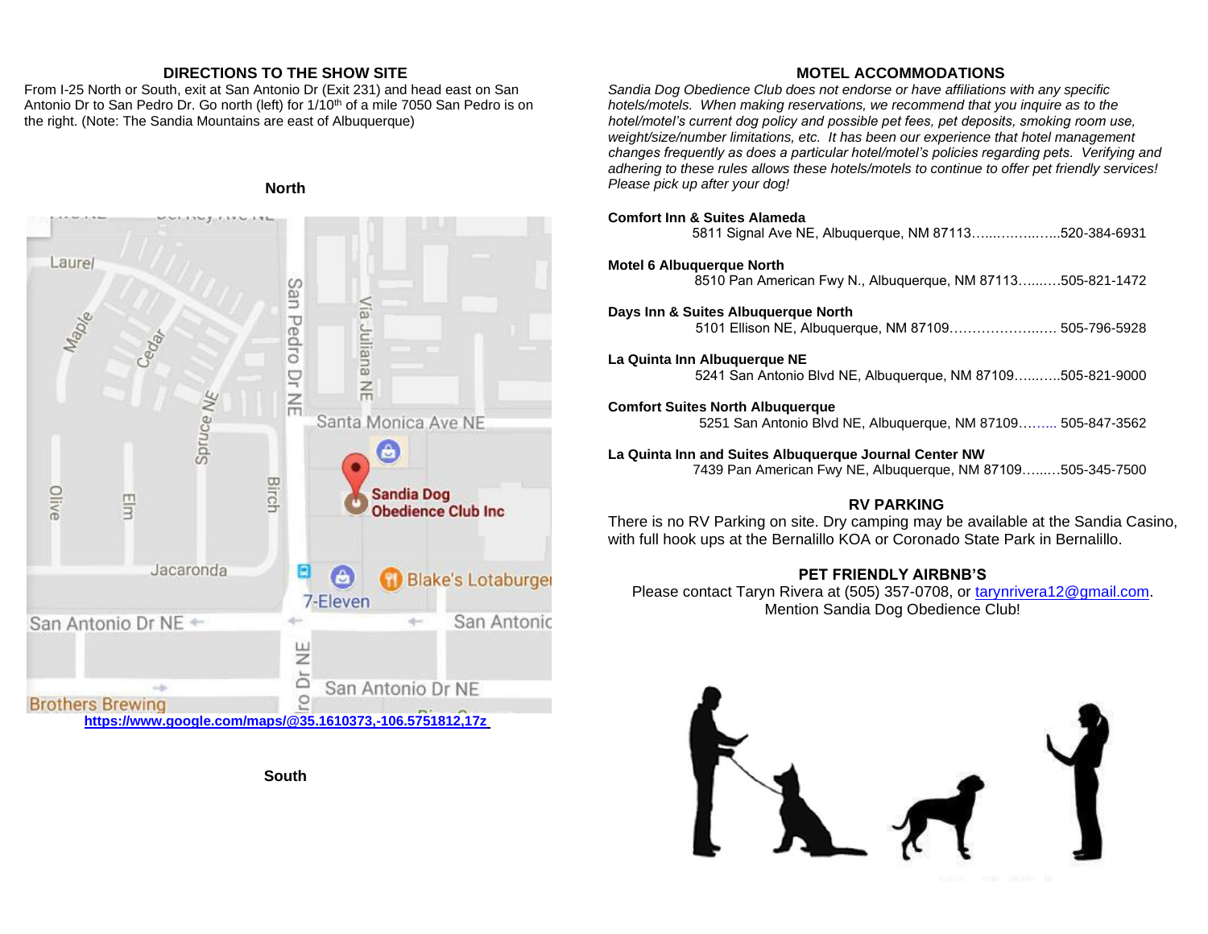## DIRECTIONS TO THE SHOW SITE

From I-25 North or South, exit at San Antonio Dr (Exit 231) and head east on San Antonio Dr to San Pedro Dr. Go north (left) for 1/10th of a mile 7050 San Pedro is on the right. (Note: The Sandia Mountains are east of Albuquerque)

**North**

**https://www.google.com/maps/@35.1610373,-106.5751812,17z**

**South**

## MOTEL ACCOMMODATIONS

*Sandia Dog Obedience Club does not endorse or have affiliations with any specific hotels/motels. When making reservations, we recommend that you inquire as to the hotel/motel's current dog policy and possible pet fees, pet deposits, smoking room use, weight/size/number limitations, etc. It has been our experience that hotel management changes frequently as does a particular hotel/motel's policies regarding pets. Verifying and adhering to these rules allows these hotels/motels to continue to offer pet friendly services! Please pick up after your dog!*

**Comfort Inn & Suites Alameda**
5811 Signal Ave NE, Albuquerque, NM 87113…..…….…..…...520-384-6931

**Motel 6 Albuquerque North**
8510 Pan American Fwy N., Albuquerque, NM 87113….…..505-821-1472

**Days Inn & Suites Albuquerque North**
5101 Ellison NE, Albuquerque, NM 87109………………..…. 505-796-5928

**La Quinta Inn Albuquerque NE**
5241 San Antonio Blvd NE, Albuquerque, NM 87109….…...505-821-9000

**Comfort Suites North Albuquerque**
5251 San Antonio Blvd NE, Albuquerque, NM 87109……... 505-847-3562

**La Quinta Inn and Suites Albuquerque Journal Center NW**
7439 Pan American Fwy NE, Albuquerque, NM 87109……..505-345-7500

## RV PARKING

There is no RV Parking on site. Dry camping may be available at the Sandia Casino, with full hook ups at the Bernalillo KOA or Coronado State Park in Bernalillo.

## PET FRIENDLY AIRBNB'S

Please contact Taryn Rivera at (505) 357-0708, or tarynrivera12@gmail.com.
Mention Sandia Dog Obedience Club!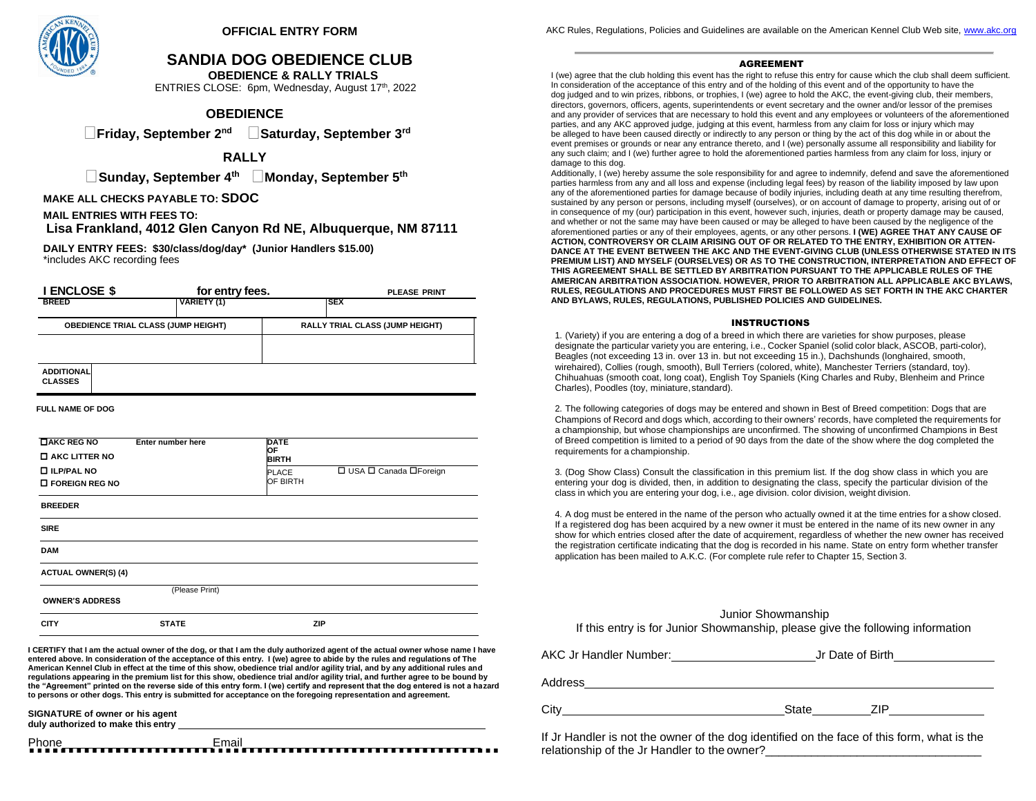**OFFICIAL ENTRY FORM**

# SANDIA DOG OBEDIENCE CLUB

**OBEDIENCE & RALLY TRIALS**

ENTRIES CLOSE: 6pm, Wednesday, August 17th, 2022

## OBEDIENCE

☐ **Friday, September 2nd** ☐ **Saturday, September 3rd**

## RALLY

☐ **Sunday, September 4th** ☐ **Monday, September 5th**

**MAKE ALL CHECKS PAYABLE TO: SDOC**

**MAIL ENTRIES WITH FEES TO:**
**Lisa Frankland, 4012 Glen Canyon Rd NE, Albuquerque, NM 87111**

**DAILY ENTRY FEES: $30/class/dog/day* (Junior Handlers $15.00)**
*includes AKC recording fees

**I ENCLOSE $ ________ for entry fees.** **PLEASE PRINT**

| BREED | VARIETY (1) | SEX |
|---|---|---|
| | | |

| OBEDIENCE TRIAL CLASS (JUMP HEIGHT) | RALLY TRIAL CLASS (JUMP HEIGHT) |
|---|---|
| | |

| ADDITIONAL CLASSES | |
|---|---|

**FULL NAME OF DOG**

| | | | |
|---|---|---|---|
| ☐ **AKC REG NO** ☐ **AKC LITTER NO** ☐ **ILP/PAL NO** ☐ **FOREIGN REG NO** | Enter number here | **DATE OF BIRTH** / PLACE OF BIRTH | ☐ USA ☐ Canada ☐ Foreign |

**BREEDER**

**SIRE**

**DAM**

**ACTUAL OWNER(S) (4)**

(Please Print)

**OWNER'S ADDRESS**

**CITY** **STATE** **ZIP**

**I CERTIFY that I am the actual owner of the dog, or that I am the duly authorized agent of the actual owner whose name I have entered above. In consideration of the acceptance of this entry. I (we) agree to abide by the rules and regulations of The American Kennel Club in effect at the time of this show, obedience trial and/or agility trial, and by any additional rules and regulations appearing in the premium list for this show, obedience trial and/or agility trial, and further agree to be bound by the "Agreement" printed on the reverse side of this entry form. I (we) certify and represent that the dog entered is not a hazard to persons or other dogs. This entry is submitted for acceptance on the foregoing representation and agreement.**

**SIGNATURE of owner or his agent duly authorized to make this entry** ________________________________

Phone ________________ Email ________________________________

AKC Rules, Regulations, Policies and Guidelines are available on the American Kennel Club Web site, www.akc.org

## AGREEMENT

I (we) agree that the club holding this event has the right to refuse this entry for cause which the club shall deem sufficient. In consideration of the acceptance of this entry and of the holding of this event and of the opportunity to have the dog judged and to win prizes, ribbons, or trophies, I (we) agree to hold the AKC, the event-giving club, their members, directors, governors, officers, agents, superintendents or event secretary and the owner and/or lessor of the premises and any provider of services that are necessary to hold this event and any employees or volunteers of the aforementioned parties, and any AKC approved judge, judging at this event, harmless from any claim for loss or injury which may be alleged to have been caused directly or indirectly to any person or thing by the act of this dog while in or about the event premises or grounds or near any entrance thereto, and I (we) personally assume all responsibility and liability for any such claim; and I (we) further agree to hold the aforementioned parties harmless from any claim for loss, injury or damage to this dog.

Additionally, I (we) hereby assume the sole responsibility for and agree to indemnify, defend and save the aforementioned parties harmless from any and all loss and expense (including legal fees) by reason of the liability imposed by law upon any of the aforementioned parties for damage because of bodily injuries, including death at any time resulting therefrom, sustained by any person or persons, including myself (ourselves), or on account of damage to property, arising out of or in consequence of my (our) participation in this event, however such, injuries, death or property damage may be caused, and whether or not the same may have been caused or may be alleged to have been caused by the negligence of the aforementioned parties or any of their employees, agents, or any other persons. **I (WE) AGREE THAT ANY CAUSE OF ACTION, CONTROVERSY OR CLAIM ARISING OUT OF OR RELATED TO THE ENTRY, EXHIBITION OR ATTENDANCE AT THE EVENT BETWEEN THE AKC AND THE EVENT-GIVING CLUB (UNLESS OTHERWISE STATED IN ITS PREMIUM LIST) AND MYSELF (OURSELVES) OR AS TO THE CONSTRUCTION, INTERPRETATION AND EFFECT OF THIS AGREEMENT SHALL BE SETTLED BY ARBITRATION PURSUANT TO THE APPLICABLE RULES OF THE AMERICAN ARBITRATION ASSOCIATION. HOWEVER, PRIOR TO ARBITRATION ALL APPLICABLE AKC BYLAWS, RULES, REGULATIONS AND PROCEDURES MUST FIRST BE FOLLOWED AS SET FORTH IN THE AKC CHARTER AND BYLAWS, RULES, REGULATIONS, PUBLISHED POLICIES AND GUIDELINES.**

## INSTRUCTIONS

1. (Variety) if you are entering a dog of a breed in which there are varieties for show purposes, please designate the particular variety you are entering, i.e., Cocker Spaniel (solid color black, ASCOB, parti-color), Beagles (not exceeding 13 in. over 13 in. but not exceeding 15 in.), Dachshunds (longhaired, smooth, wirehaired), Collies (rough, smooth), Bull Terriers (colored, white), Manchester Terriers (standard, toy). Chihuahuas (smooth coat, long coat), English Toy Spaniels (King Charles and Ruby, Blenheim and Prince Charles), Poodles (toy, miniature, standard).

2. The following categories of dogs may be entered and shown in Best of Breed competition: Dogs that are Champions of Record and dogs which, according to their owners' records, have completed the requirements for a championship, but whose championships are unconfirmed. The showing of unconfirmed Champions in Best of Breed competition is limited to a period of 90 days from the date of the show where the dog completed the requirements for a championship.

3. (Dog Show Class) Consult the classification in this premium list. If the dog show class in which you are entering your dog is divided, then, in addition to designating the class, specify the particular division of the class in which you are entering your dog, i.e., age division. color division, weight division.

4. A dog must be entered in the name of the person who actually owned it at the time entries for a show closed. If a registered dog has been acquired by a new owner it must be entered in the name of its new owner in any show for which entries closed after the date of acquirement, regardless of whether the new owner has received the registration certificate indicating that the dog is recorded in his name. State on entry form whether transfer application has been mailed to A.K.C. (For complete rule refer to Chapter 15, Section 3.

Junior Showmanship
If this entry is for Junior Showmanship, please give the following information

AKC Jr Handler Number: ____________________ Jr Date of Birth ______________

Address ______________________________________________

City ____________________________ State ________ ZIP ______________

If Jr Handler is not the owner of the dog identified on the face of this form, what is the relationship of the Jr Handler to the owner? ______________________________